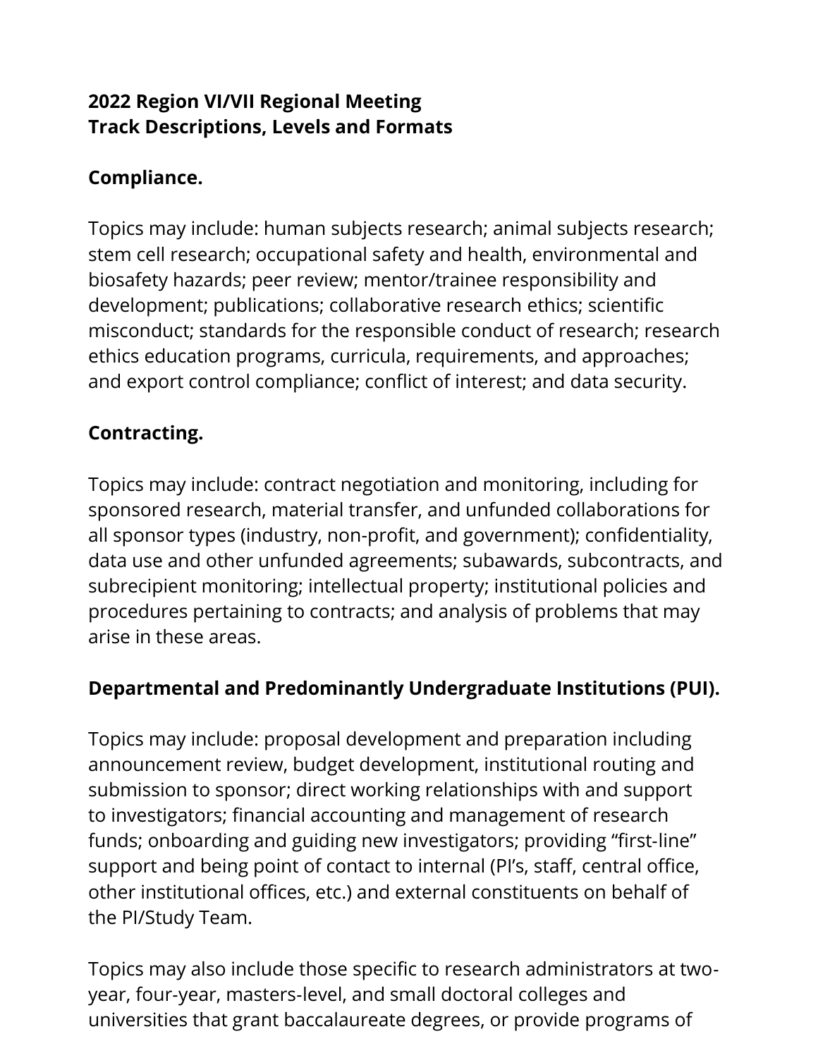**2022 Region VI/VII Regional Meeting**
**Track Descriptions, Levels and Formats**

**Compliance.**

Topics may include: human subjects research; animal subjects research; stem cell research; occupational safety and health, environmental and biosafety hazards; peer review; mentor/trainee responsibility and development; publications; collaborative research ethics; scientific misconduct; standards for the responsible conduct of research; research ethics education programs, curricula, requirements, and approaches; and export control compliance; conflict of interest; and data security.

**Contracting.**

Topics may include: contract negotiation and monitoring, including for sponsored research, material transfer, and unfunded collaborations for all sponsor types (industry, non-profit, and government); confidentiality, data use and other unfunded agreements; subawards, subcontracts, and subrecipient monitoring; intellectual property; institutional policies and procedures pertaining to contracts; and analysis of problems that may arise in these areas.

**Departmental and Predominantly Undergraduate Institutions (PUI).**

Topics may include: proposal development and preparation including announcement review, budget development, institutional routing and submission to sponsor; direct working relationships with and support to investigators; financial accounting and management of research funds; onboarding and guiding new investigators; providing "first-line" support and being point of contact to internal (PI's, staff, central office, other institutional offices, etc.) and external constituents on behalf of the PI/Study Team.

Topics may also include those specific to research administrators at two-year, four-year, masters-level, and small doctoral colleges and universities that grant baccalaureate degrees, or provide programs of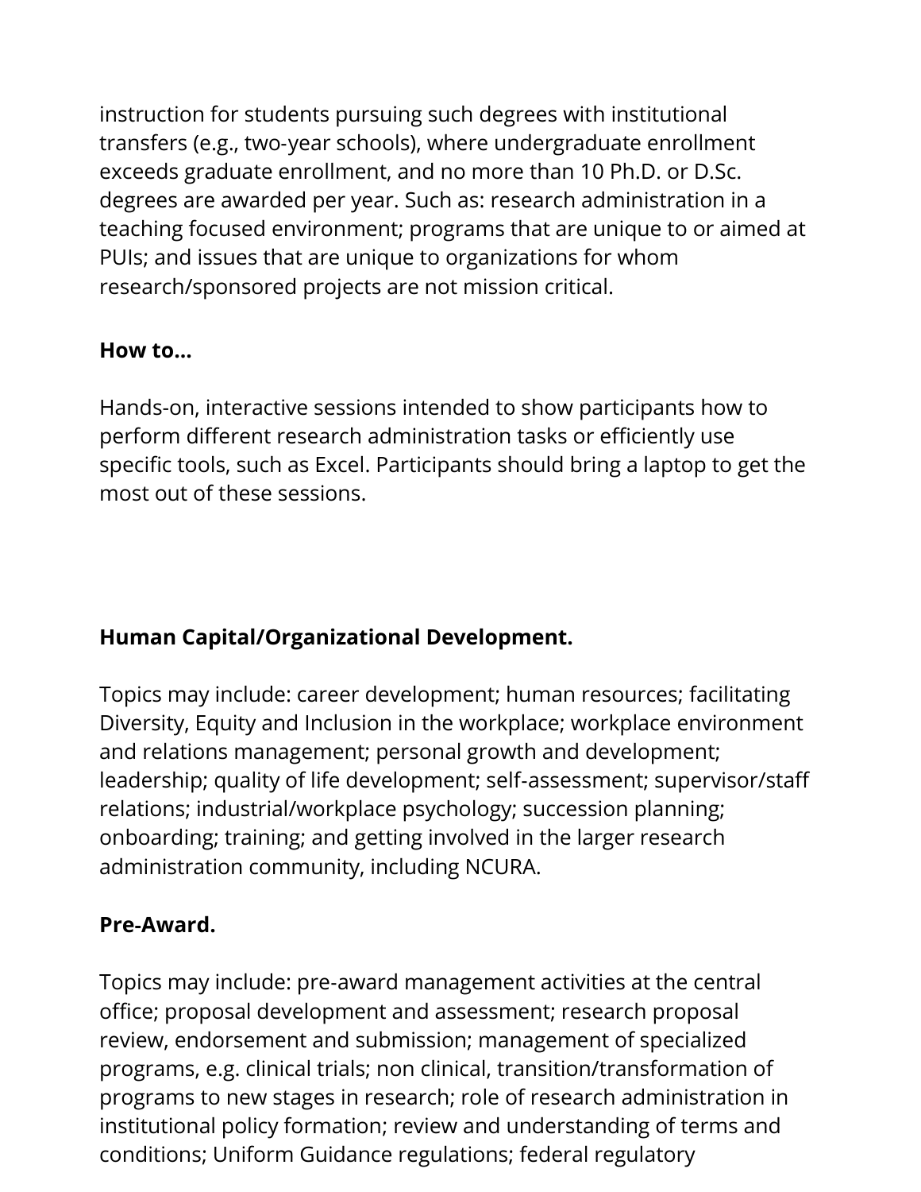instruction for students pursuing such degrees with institutional transfers (e.g., two-year schools), where undergraduate enrollment exceeds graduate enrollment, and no more than 10 Ph.D. or D.Sc. degrees are awarded per year. Such as: research administration in a teaching focused environment; programs that are unique to or aimed at PUIs; and issues that are unique to organizations for whom research/sponsored projects are not mission critical.

**How to...**

Hands-on, interactive sessions intended to show participants how to perform different research administration tasks or efficiently use specific tools, such as Excel. Participants should bring a laptop to get the most out of these sessions.

**Human Capital/Organizational Development.**

Topics may include: career development; human resources; facilitating Diversity, Equity and Inclusion in the workplace; workplace environment and relations management; personal growth and development; leadership; quality of life development; self-assessment; supervisor/staff relations; industrial/workplace psychology; succession planning; onboarding; training; and getting involved in the larger research administration community, including NCURA.

**Pre-Award.**

Topics may include: pre-award management activities at the central office; proposal development and assessment; research proposal review, endorsement and submission; management of specialized programs, e.g. clinical trials; non clinical, transition/transformation of programs to new stages in research; role of research administration in institutional policy formation; review and understanding of terms and conditions; Uniform Guidance regulations; federal regulatory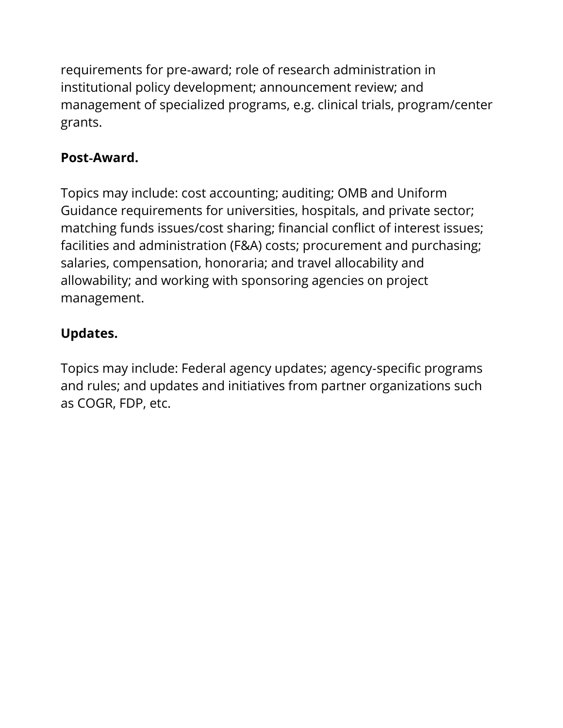requirements for pre-award; role of research administration in institutional policy development; announcement review; and management of specialized programs, e.g. clinical trials, program/center grants.

**Post-Award.**

Topics may include: cost accounting; auditing; OMB and Uniform Guidance requirements for universities, hospitals, and private sector; matching funds issues/cost sharing; financial conflict of interest issues; facilities and administration (F&A) costs; procurement and purchasing; salaries, compensation, honoraria; and travel allocability and allowability; and working with sponsoring agencies on project management.

**Updates.**

Topics may include: Federal agency updates; agency-specific programs and rules; and updates and initiatives from partner organizations such as COGR, FDP, etc.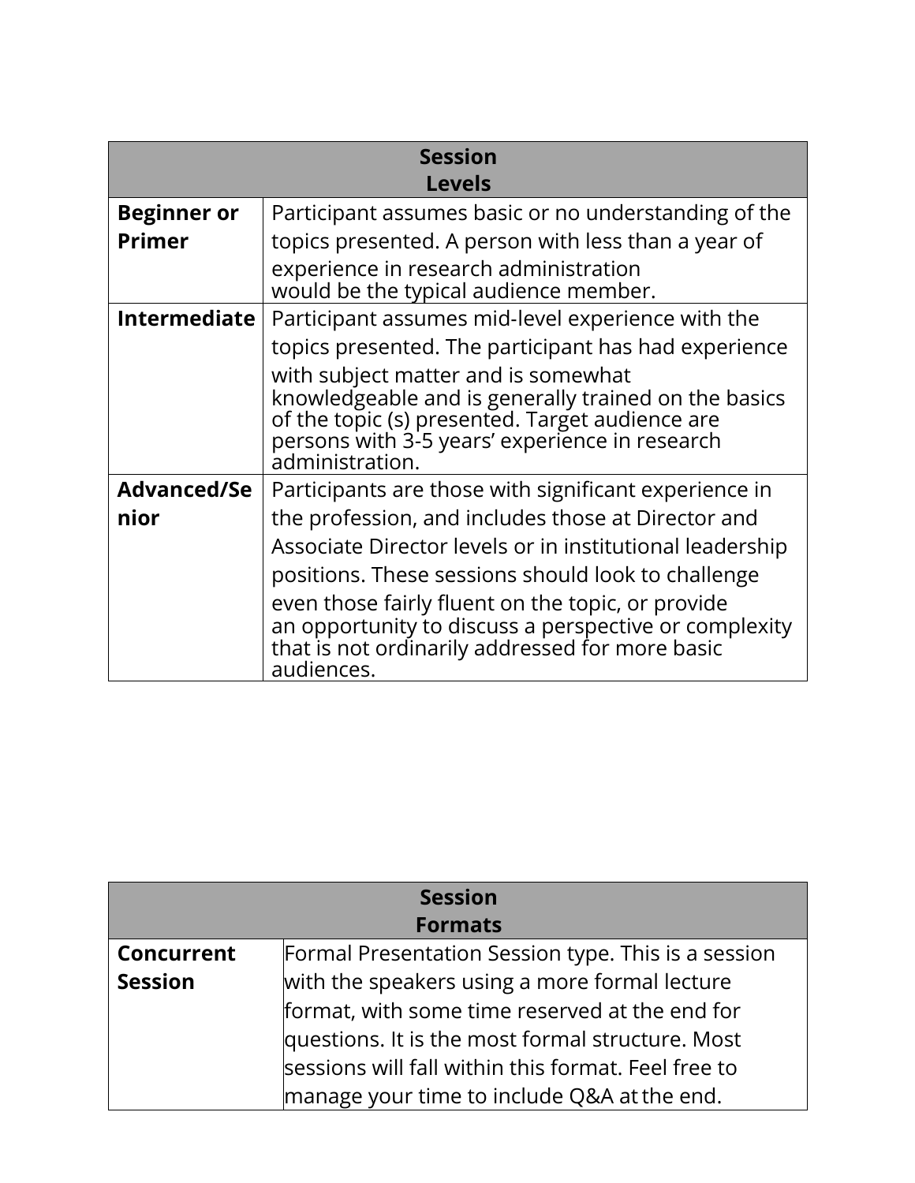| Session Levels | |
|---|---|
| **Beginner or Primer** | Participant assumes basic or no understanding of the topics presented. A person with less than a year of experience in research administration would be the typical audience member. |
| **Intermediate** | Participant assumes mid-level experience with the topics presented. The participant has had experience with subject matter and is somewhat knowledgeable and is generally trained on the basics of the topic (s) presented. Target audience are persons with 3-5 years' experience in research administration. |
| **Advanced/Senior** | Participants are those with significant experience in the profession, and includes those at Director and Associate Director levels or in institutional leadership positions. These sessions should look to challenge even those fairly fluent on the topic, or provide an opportunity to discuss a perspective or complexity that is not ordinarily addressed for more basic audiences. |

| Session Formats | |
|---|---|
| **Concurrent Session** | Formal Presentation Session type. This is a session with the speakers using a more formal lecture format, with some time reserved at the end for questions. It is the most formal structure. Most sessions will fall within this format. Feel free to manage your time to include Q&A at the end. |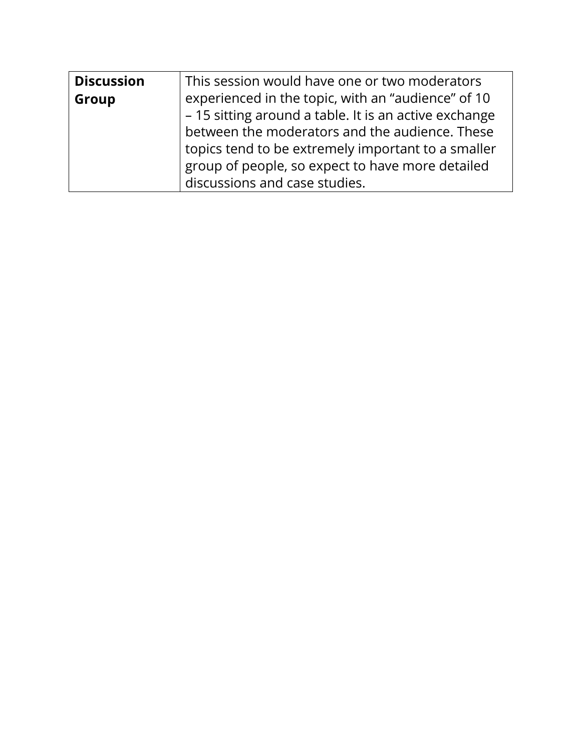| | |
|---|---|
| **Discussion Group** | This session would have one or two moderators experienced in the topic, with an “audience” of 10 – 15 sitting around a table. It is an active exchange between the moderators and the audience. These topics tend to be extremely important to a smaller group of people, so expect to have more detailed discussions and case studies. |